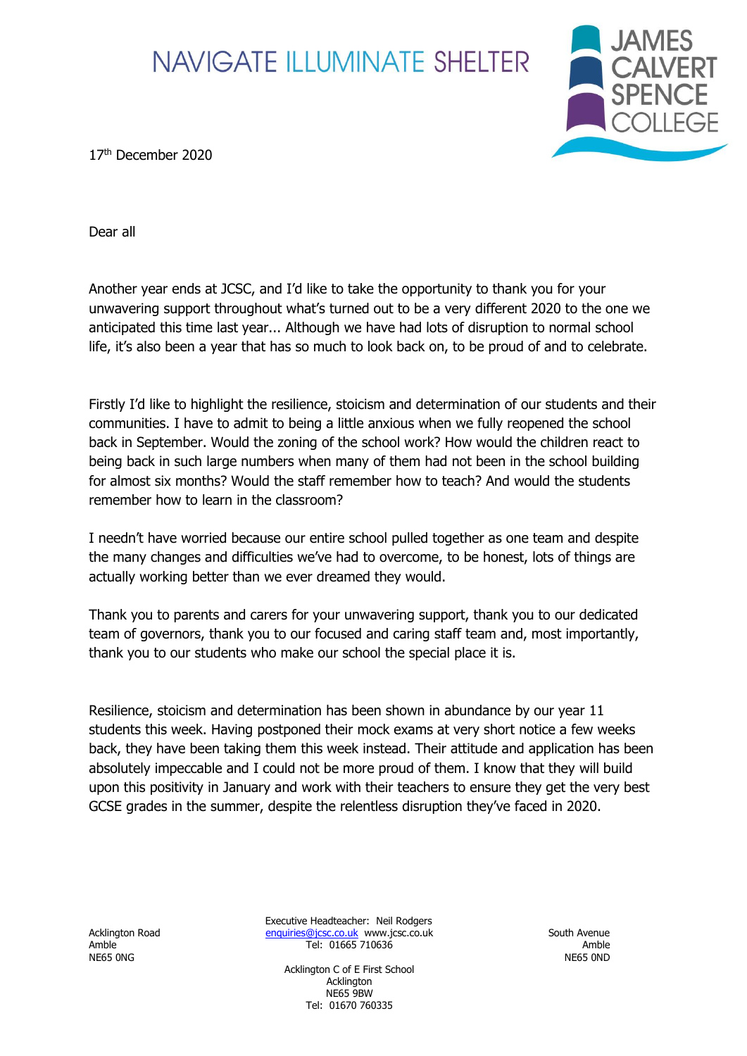NAVIGATE ILLUMINATE SHELTER

JAMES CALVERT SPENCE COLLEGE

17th December 2020

Dear all

Another year ends at JCSC, and I'd like to take the opportunity to thank you for your unwavering support throughout what's turned out to be a very different 2020 to the one we anticipated this time last year... Although we have had lots of disruption to normal school life, it's also been a year that has so much to look back on, to be proud of and to celebrate.

Firstly I'd like to highlight the resilience, stoicism and determination of our students and their communities. I have to admit to being a little anxious when we fully reopened the school back in September. Would the zoning of the school work? How would the children react to being back in such large numbers when many of them had not been in the school building for almost six months? Would the staff remember how to teach? And would the students remember how to learn in the classroom?

I needn't have worried because our entire school pulled together as one team and despite the many changes and difficulties we've had to overcome, to be honest, lots of things are actually working better than we ever dreamed they would.

Thank you to parents and carers for your unwavering support, thank you to our dedicated team of governors, thank you to our focused and caring staff team and, most importantly, thank you to our students who make our school the special place it is.

Resilience, stoicism and determination has been shown in abundance by our year 11 students this week. Having postponed their mock exams at very short notice a few weeks back, they have been taking them this week instead. Their attitude and application has been absolutely impeccable and I could not be more proud of them. I know that they will build upon this positivity in January and work with their teachers to ensure they get the very best GCSE grades in the summer, despite the relentless disruption they've faced in 2020.

Acklington Road
Amble
NE65 0NG

Executive Headteacher: Neil Rodgers
enquiries@jcsc.co.uk www.jcsc.co.uk
Tel: 01665 710636

Acklington C of E First School
Acklington
NE65 9BW
Tel: 01670 760335

South Avenue
Amble
NE65 0ND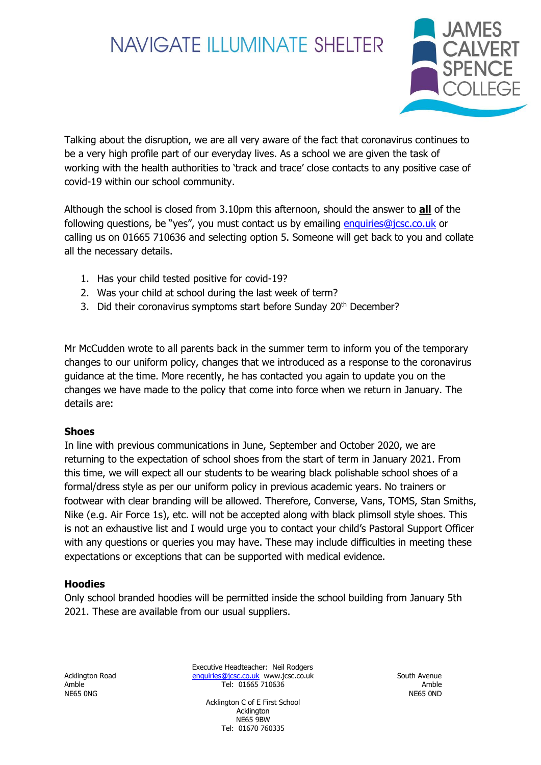Talking about the disruption, we are all very aware of the fact that coronavirus continues to be a very high profile part of our everyday lives. As a school we are given the task of working with the health authorities to 'track and trace' close contacts to any positive case of covid-19 within our school community.

Although the school is closed from 3.10pm this afternoon, should the answer to **all** of the following questions, be "yes", you must contact us by emailing enquiries@jcsc.co.uk or calling us on 01665 710636 and selecting option 5. Someone will get back to you and collate all the necessary details.

1. Has your child tested positive for covid-19?
2. Was your child at school during the last week of term?
3. Did their coronavirus symptoms start before Sunday 20th December?

Mr McCudden wrote to all parents back in the summer term to inform you of the temporary changes to our uniform policy, changes that we introduced as a response to the coronavirus guidance at the time. More recently, he has contacted you again to update you on the changes we have made to the policy that come into force when we return in January. The details are:

**Shoes**

In line with previous communications in June, September and October 2020, we are returning to the expectation of school shoes from the start of term in January 2021. From this time, we will expect all our students to be wearing black polishable school shoes of a formal/dress style as per our uniform policy in previous academic years. No trainers or footwear with clear branding will be allowed. Therefore, Converse, Vans, TOMS, Stan Smiths, Nike (e.g. Air Force 1s), etc. will not be accepted along with black plimsoll style shoes. This is not an exhaustive list and I would urge you to contact your child's Pastoral Support Officer with any questions or queries you may have. These may include difficulties in meeting these expectations or exceptions that can be supported with medical evidence.

**Hoodies**

Only school branded hoodies will be permitted inside the school building from January 5th 2021. These are available from our usual suppliers.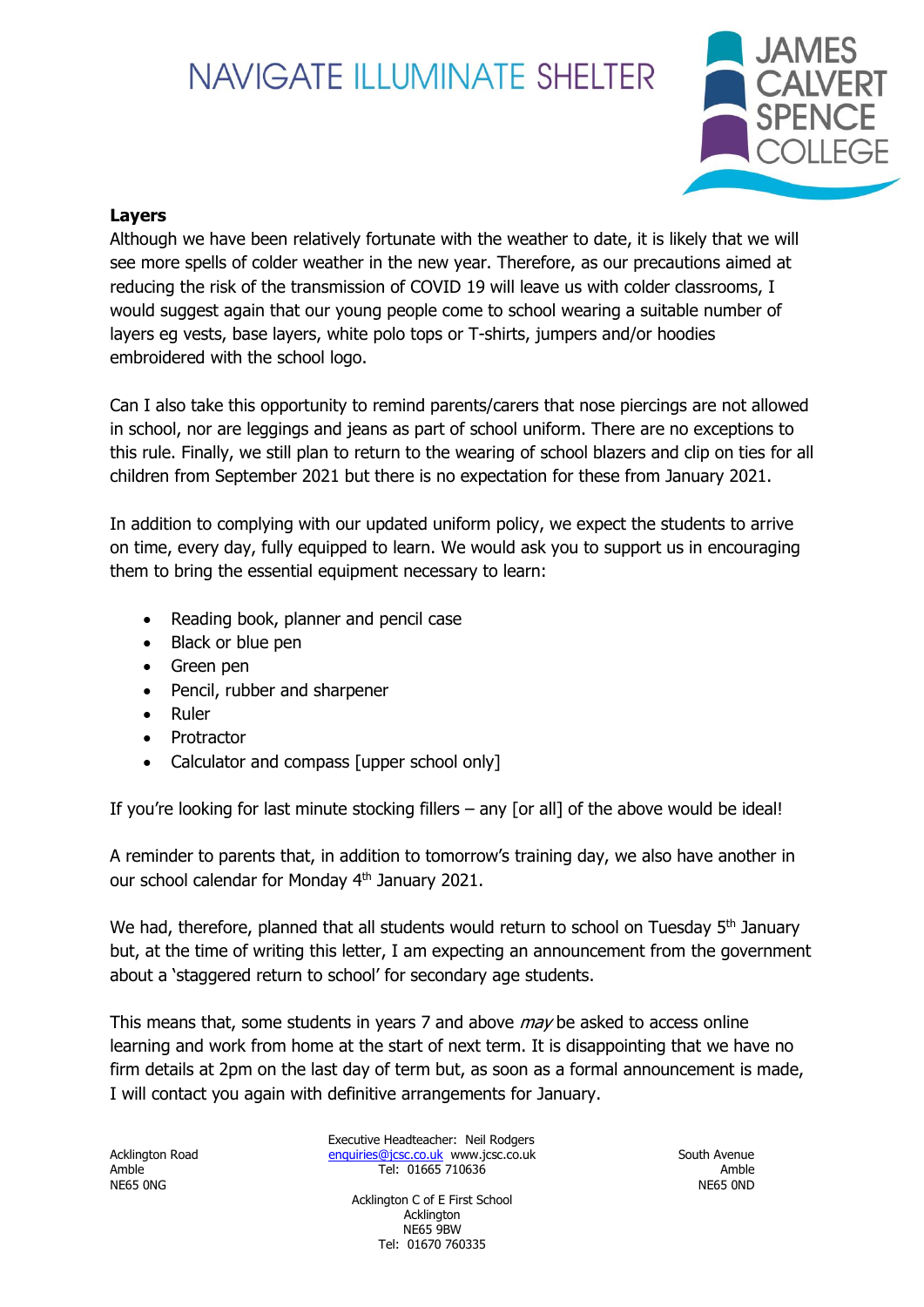### Layers

Although we have been relatively fortunate with the weather to date, it is likely that we will see more spells of colder weather in the new year. Therefore, as our precautions aimed at reducing the risk of the transmission of COVID 19 will leave us with colder classrooms, I would suggest again that our young people come to school wearing a suitable number of layers eg vests, base layers, white polo tops or T-shirts, jumpers and/or hoodies embroidered with the school logo.

Can I also take this opportunity to remind parents/carers that nose piercings are not allowed in school, nor are leggings and jeans as part of school uniform. There are no exceptions to this rule. Finally, we still plan to return to the wearing of school blazers and clip on ties for all children from September 2021 but there is no expectation for these from January 2021.

In addition to complying with our updated uniform policy, we expect the students to arrive on time, every day, fully equipped to learn. We would ask you to support us in encouraging them to bring the essential equipment necessary to learn:

- Reading book, planner and pencil case
- Black or blue pen
- Green pen
- Pencil, rubber and sharpener
- Ruler
- Protractor
- Calculator and compass [upper school only]

If you're looking for last minute stocking fillers – any [or all] of the above would be ideal!

A reminder to parents that, in addition to tomorrow's training day, we also have another in our school calendar for Monday 4th January 2021.

We had, therefore, planned that all students would return to school on Tuesday 5th January but, at the time of writing this letter, I am expecting an announcement from the government about a 'staggered return to school' for secondary age students.

This means that, some students in years 7 and above *may* be asked to access online learning and work from home at the start of next term. It is disappointing that we have no firm details at 2pm on the last day of term but, as soon as a formal announcement is made, I will contact you again with definitive arrangements for January.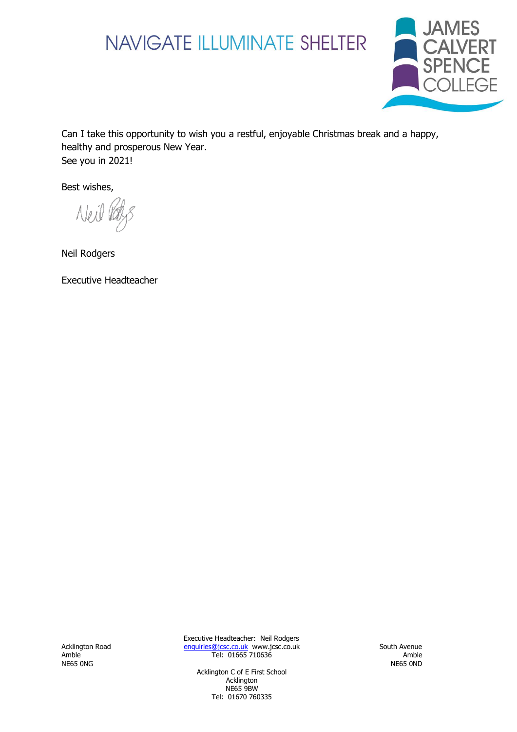NAVIGATE ILLUMINATE SHELTER

JAMES CALVERT SPENCE COLLEGE

Can I take this opportunity to wish you a restful, enjoyable Christmas break and a happy, healthy and prosperous New Year.
See you in 2021!

Best wishes,

Neil Rodgers

Executive Headteacher

Acklington Road
Amble
NE65 0NG

Executive Headteacher: Neil Rodgers
enquiries@jcsc.co.uk www.jcsc.co.uk
Tel: 01665 710636

Acklington C of E First School
Acklington
NE65 9BW
Tel: 01670 760335

South Avenue
Amble
NE65 0ND